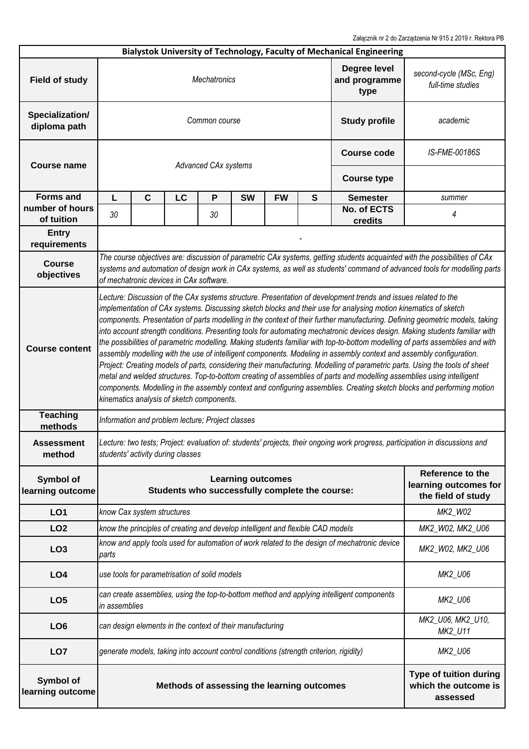Załącznik nr 2 do Zarządzenia Nr 915 z 2019 r. Rektora PB

| Bialystok University of Technology, Faculty of Mechanical Engineering | | | | | | | | | |
|---|---|---|---|---|---|---|---|---|---|
| **Field of study** | *Mechatronics* | | | | | | | **Degree level and programme type** | *second-cycle (MSc, Eng) full-time studies* |
| **Specialization/ diploma path** | *Common course* | | | | | | | **Study profile** | *academic* |
| **Course name** | *Advanced CAx systems* | | | | | | | **Course code** | *IS-FME-00186S* |
| | | | | | | | | **Course type** | |
| **Forms and number of hours of tuition** | **L** | **C** | **LC** | **P** | **SW** | **FW** | **S** | **Semester** | *summer* |
| | *30* | | | *30* | | | | **No. of ECTS credits** | *4* |
| **Entry requirements** | - | | | | | | | | |
| **Course objectives** | *The course objectives are: discussion of parametric CAx systems, getting students acquainted with the possibilities of CAx systems and automation of design work in CAx systems, as well as students' command of advanced tools for modelling parts of mechatronic devices in CAx software.* | | | | | | | | |
| **Course content** | *Lecture: Discussion of the CAx systems structure. Presentation of development trends and issues related to the implementation of CAx systems. Discussing sketch blocks and their use for analysing motion kinematics of sketch components. Presentation of parts modelling in the context of their further manufacturing. Defining geometric models, taking into account strength conditions. Presenting tools for automating mechatronic devices design. Making students familiar with the possibilities of parametric modelling. Making students familiar with top-to-bottom modelling of parts assemblies and with assembly modelling with the use of intelligent components. Modeling in assembly context and assembly configuration. Project: Creating models of parts, considering their manufacturing. Modelling of parametric parts. Using the tools of sheet metal and welded structures. Top-to-bottom creating of assemblies of parts and modelling assemblies using intelligent components. Modelling in the assembly context and configuring assemblies. Creating sketch blocks and performing motion kinematics analysis of sketch components.* | | | | | | | | |
| **Teaching methods** | *Information and problem lecture; Project classes* | | | | | | | | |
| **Assessment method** | *Lecture: two tests; Project: evaluation of: students' projects, their ongoing work progress, participation in discussions and students' activity during classes* | | | | | | | | |
| **Symbol of learning outcome** | **Learning outcomes Students who successfully complete the course:** | | | | | | | | **Reference to the learning outcomes for the field of study** |
| **LO1** | *know Cax system structures* | | | | | | | | *MK2_W02* |
| **LO2** | *know the principles of creating and develop intelligent and flexible CAD models* | | | | | | | | *MK2_W02, MK2_U06* |
| **LO3** | *know and apply tools used for automation of work related to the design of mechatronic device parts* | | | | | | | | *MK2_W02, MK2_U06* |
| **LO4** | *use tools for parametrisation of solid models* | | | | | | | | *MK2_U06* |
| **LO5** | *can create assemblies, using the top-to-bottom method and applying intelligent components in assemblies* | | | | | | | | *MK2_U06* |
| **LO6** | *can design elements in the context of their manufacturing* | | | | | | | | *MK2_U06, MK2_U10, MK2_U11* |
| **LO7** | *generate models, taking into account control conditions (strength criterion, rigidity)* | | | | | | | | *MK2_U06* |
| **Symbol of learning outcome** | **Methods of assessing the learning outcomes** | | | | | | | | **Type of tuition during which the outcome is assessed** |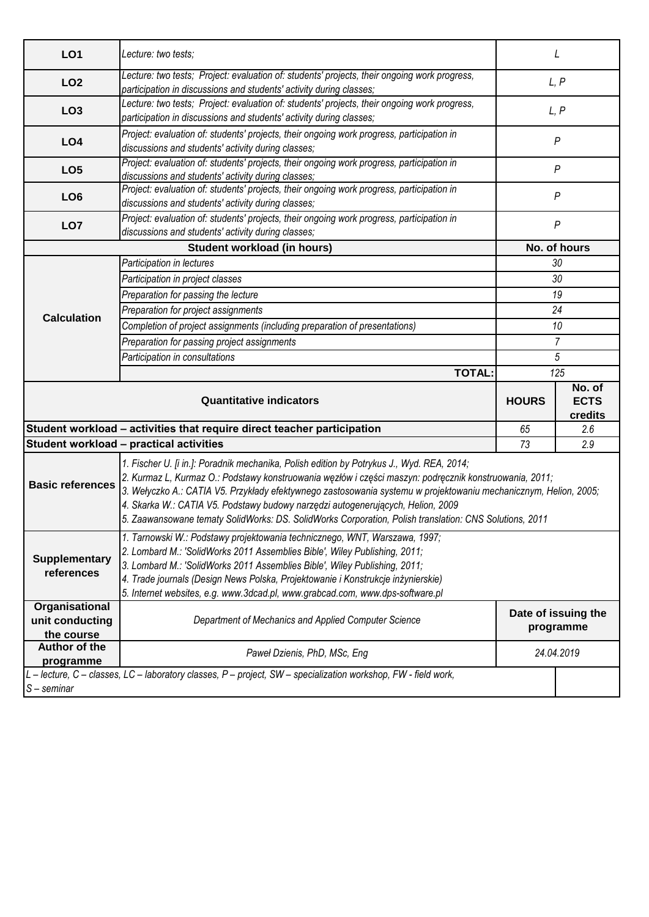| | | | |
|---|---|---|---|
| **LO1** | *Lecture: two tests;* | *L* | |
| **LO2** | *Lecture: two tests; Project: evaluation of: students' projects, their ongoing work progress, participation in discussions and students' activity during classes;* | *L, P* | |
| **LO3** | *Lecture: two tests; Project: evaluation of: students' projects, their ongoing work progress, participation in discussions and students' activity during classes;* | *L, P* | |
| **LO4** | *Project: evaluation of: students' projects, their ongoing work progress, participation in discussions and students' activity during classes;* | *P* | |
| **LO5** | *Project: evaluation of: students' projects, their ongoing work progress, participation in discussions and students' activity during classes;* | *P* | |
| **LO6** | *Project: evaluation of: students' projects, their ongoing work progress, participation in discussions and students' activity during classes;* | *P* | |
| **LO7** | *Project: evaluation of: students' projects, their ongoing work progress, participation in discussions and students' activity during classes;* | *P* | |
| | **Student workload (in hours)** | **No. of hours** | |
| **Calculation** | *Participation in lectures* | *30* | |
| | *Participation in project classes* | *30* | |
| | *Preparation for passing the lecture* | *19* | |
| | *Preparation for project assignments* | *24* | |
| | *Completion of project assignments (including preparation of presentations)* | *10* | |
| | *Preparation for passing project assignments* | *7* | |
| | *Participation in consultations* | *5* | |
| | **TOTAL:** | *125* | |
| | **Quantitative indicators** | **HOURS** | **No. of ECTS credits** |
| **Student workload – activities that require direct teacher participation** | | *65* | *2.6* |
| **Student workload – practical activities** | | *73* | *2.9* |
| **Basic references** | *1. Fischer U. [i in.]: Poradnik mechanika, Polish edition by Potrykus J., Wyd. REA, 2014;*<br>*2. Kurmaz L, Kurmaz O.: Podstawy konstruowania węzłów i części maszyn: podręcznik konstruowania, 2011;*<br>*3. Wełyczko A.: CATIA V5. Przykłady efektywnego zastosowania systemu w projektowaniu mechanicznym, Helion, 2005;*<br>*4. Skarka W.: CATIA V5. Podstawy budowy narzędzi autogenerujących, Helion, 2009*<br>*5. Zaawansowane tematy SolidWorks: DS. SolidWorks Corporation, Polish translation: CNS Solutions, 2011* | | |
| **Supplementary references** | *1. Tarnowski W.: Podstawy projektowania technicznego, WNT, Warszawa, 1997;*<br>*2. Lombard M.: 'SolidWorks 2011 Assemblies Bible', Wiley Publishing, 2011;*<br>*3. Lombard M.: 'SolidWorks 2011 Assemblies Bible', Wiley Publishing, 2011;*<br>*4. Trade journals (Design News Polska, Projektowanie i Konstrukcje inżynierskie)*<br>*5. Internet websites, e.g. www.3dcad.pl, www.grabcad.com, www.dps-software.pl* | | |
| **Organisational unit conducting the course** | *Department of Mechanics and Applied Computer Science* | **Date of issuing the programme** | |
| **Author of the programme** | *Paweł Dzienis, PhD, MSc, Eng* | *24.04.2019* | |
| *L – lecture, C – classes, LC – laboratory classes, P – project, SW – specialization workshop, FW - field work, S – seminar* | | | |